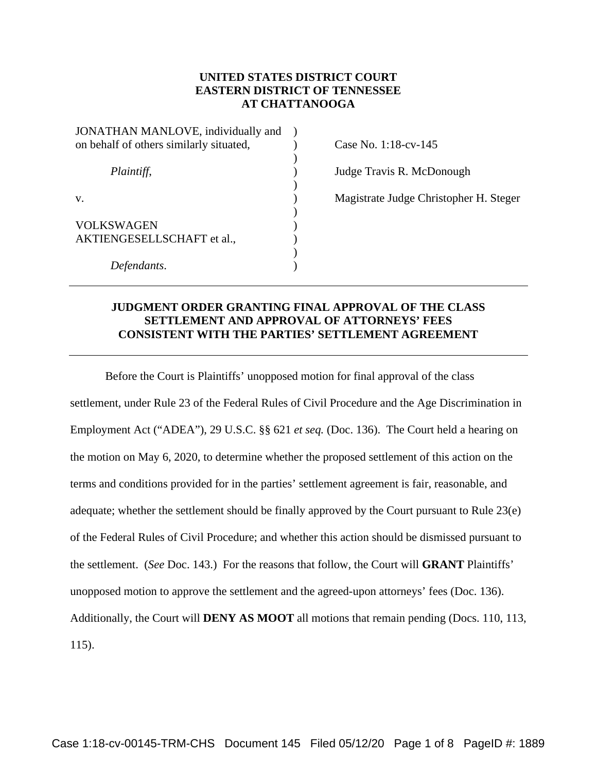**UNITED STATES DISTRICT COURT**
**EASTERN DISTRICT OF TENNESSEE**
**AT CHATTANOOGA**

| | | |
|---|---|---|
| JONATHAN MANLOVE, individually and on behalf of others similarly situated, | ) | Case No. 1:18-cv-145 |
| *Plaintiff*, | ) | Judge Travis R. McDonough |
| v. | ) | Magistrate Judge Christopher H. Steger |
| VOLKSWAGEN AKTIENGESELLSCHAFT et al., | ) | |
| *Defendants*. | ) | |

---

**JUDGMENT ORDER GRANTING FINAL APPROVAL OF THE CLASS SETTLEMENT AND APPROVAL OF ATTORNEYS' FEES CONSISTENT WITH THE PARTIES' SETTLEMENT AGREEMENT**

---

Before the Court is Plaintiffs' unopposed motion for final approval of the class settlement, under Rule 23 of the Federal Rules of Civil Procedure and the Age Discrimination in Employment Act ("ADEA"), 29 U.S.C. §§ 621 *et seq.* (Doc. 136). The Court held a hearing on the motion on May 6, 2020, to determine whether the proposed settlement of this action on the terms and conditions provided for in the parties' settlement agreement is fair, reasonable, and adequate; whether the settlement should be finally approved by the Court pursuant to Rule 23(e) of the Federal Rules of Civil Procedure; and whether this action should be dismissed pursuant to the settlement. (*See* Doc. 143.) For the reasons that follow, the Court will **GRANT** Plaintiffs' unopposed motion to approve the settlement and the agreed-upon attorneys' fees (Doc. 136). Additionally, the Court will **DENY AS MOOT** all motions that remain pending (Docs. 110, 113, 115).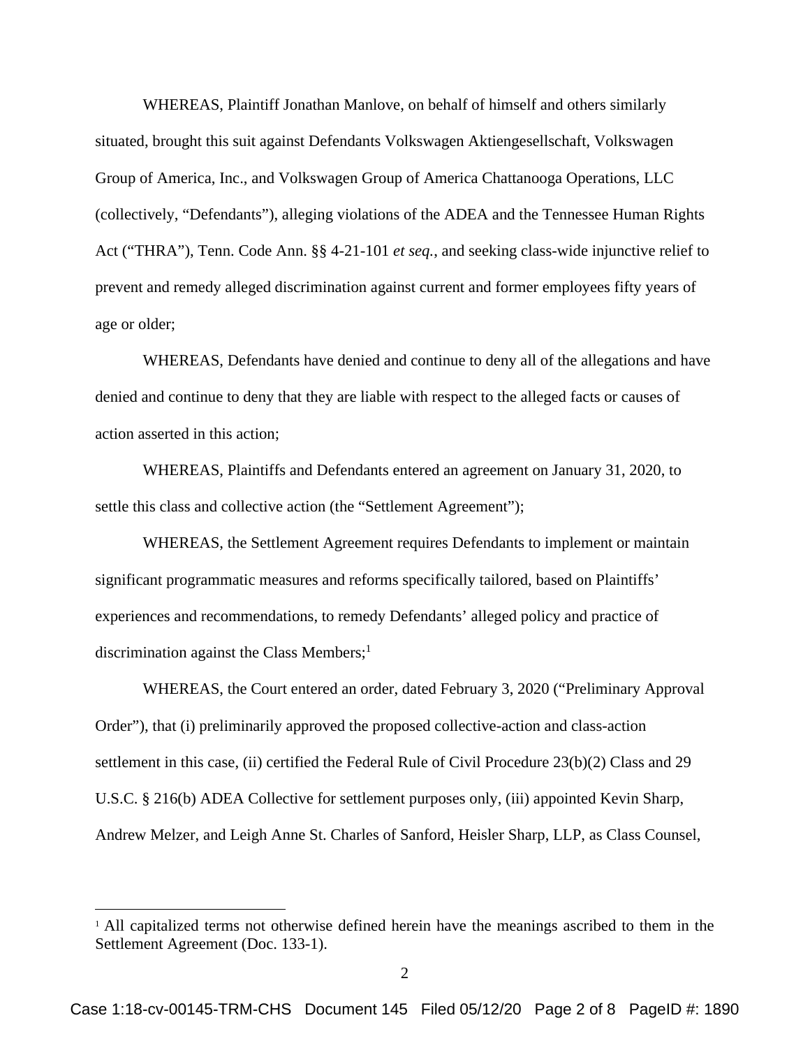WHEREAS, Plaintiff Jonathan Manlove, on behalf of himself and others similarly situated, brought this suit against Defendants Volkswagen Aktiengesellschaft, Volkswagen Group of America, Inc., and Volkswagen Group of America Chattanooga Operations, LLC (collectively, "Defendants"), alleging violations of the ADEA and the Tennessee Human Rights Act ("THRA"), Tenn. Code Ann. §§ 4-21-101 *et seq.*, and seeking class-wide injunctive relief to prevent and remedy alleged discrimination against current and former employees fifty years of age or older;

WHEREAS, Defendants have denied and continue to deny all of the allegations and have denied and continue to deny that they are liable with respect to the alleged facts or causes of action asserted in this action;

WHEREAS, Plaintiffs and Defendants entered an agreement on January 31, 2020, to settle this class and collective action (the "Settlement Agreement");

WHEREAS, the Settlement Agreement requires Defendants to implement or maintain significant programmatic measures and reforms specifically tailored, based on Plaintiffs' experiences and recommendations, to remedy Defendants' alleged policy and practice of discrimination against the Class Members;[1]

WHEREAS, the Court entered an order, dated February 3, 2020 ("Preliminary Approval Order"), that (i) preliminarily approved the proposed collective-action and class-action settlement in this case, (ii) certified the Federal Rule of Civil Procedure 23(b)(2) Class and 29 U.S.C. § 216(b) ADEA Collective for settlement purposes only, (iii) appointed Kevin Sharp, Andrew Melzer, and Leigh Anne St. Charles of Sanford, Heisler Sharp, LLP, as Class Counsel,

---

[1] All capitalized terms not otherwise defined herein have the meanings ascribed to them in the Settlement Agreement (Doc. 133-1).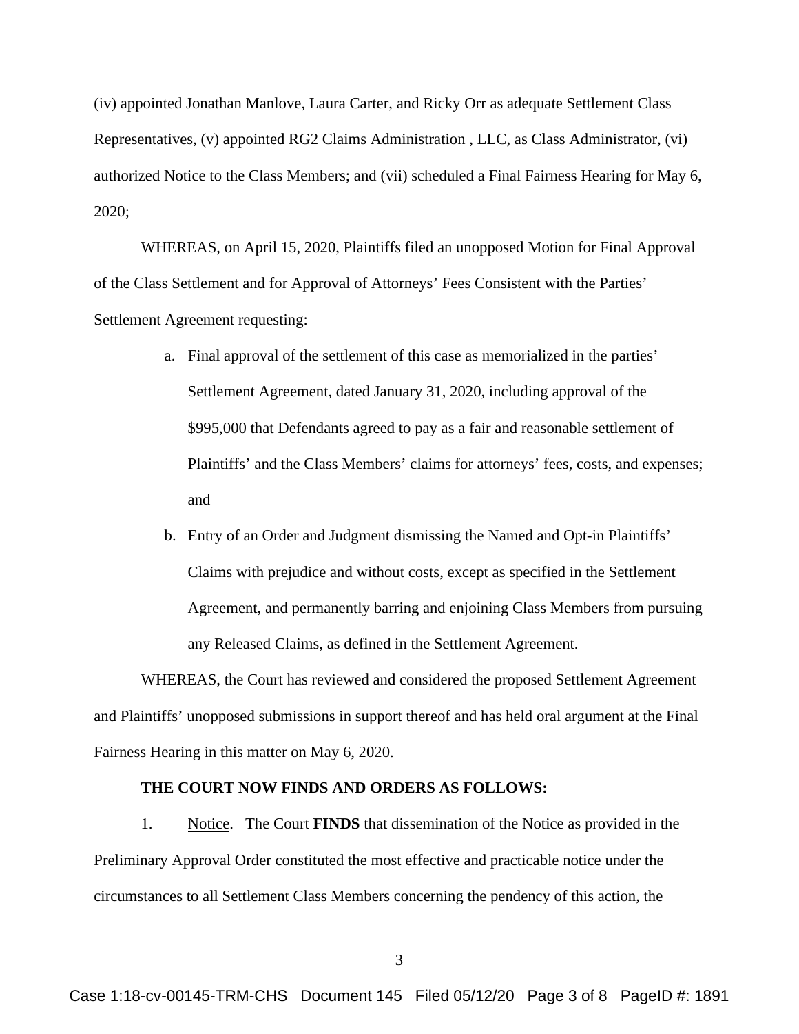(iv) appointed Jonathan Manlove, Laura Carter, and Ricky Orr as adequate Settlement Class Representatives, (v) appointed RG2 Claims Administration , LLC, as Class Administrator, (vi) authorized Notice to the Class Members; and (vii) scheduled a Final Fairness Hearing for May 6, 2020;

WHEREAS, on April 15, 2020, Plaintiffs filed an unopposed Motion for Final Approval of the Class Settlement and for Approval of Attorneys' Fees Consistent with the Parties' Settlement Agreement requesting:

a. Final approval of the settlement of this case as memorialized in the parties' Settlement Agreement, dated January 31, 2020, including approval of the $995,000 that Defendants agreed to pay as a fair and reasonable settlement of Plaintiffs' and the Class Members' claims for attorneys' fees, costs, and expenses; and

b. Entry of an Order and Judgment dismissing the Named and Opt-in Plaintiffs' Claims with prejudice and without costs, except as specified in the Settlement Agreement, and permanently barring and enjoining Class Members from pursuing any Released Claims, as defined in the Settlement Agreement.

WHEREAS, the Court has reviewed and considered the proposed Settlement Agreement and Plaintiffs' unopposed submissions in support thereof and has held oral argument at the Final Fairness Hearing in this matter on May 6, 2020.

**THE COURT NOW FINDS AND ORDERS AS FOLLOWS:**

1. Notice. The Court **FINDS** that dissemination of the Notice as provided in the Preliminary Approval Order constituted the most effective and practicable notice under the circumstances to all Settlement Class Members concerning the pendency of this action, the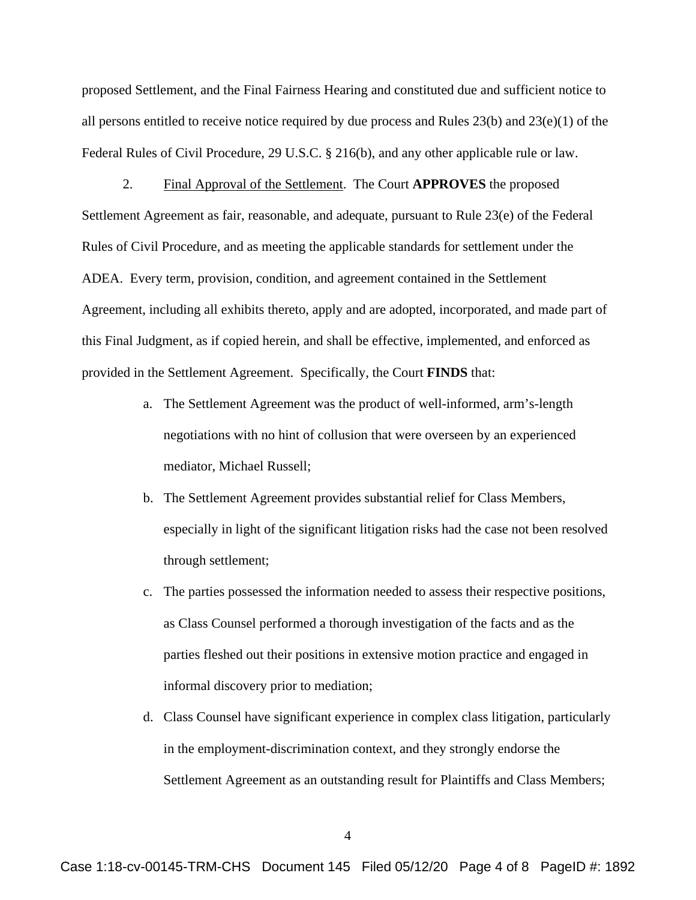proposed Settlement, and the Final Fairness Hearing and constituted due and sufficient notice to all persons entitled to receive notice required by due process and Rules 23(b) and 23(e)(1) of the Federal Rules of Civil Procedure, 29 U.S.C. § 216(b), and any other applicable rule or law.

2. Final Approval of the Settlement. The Court **APPROVES** the proposed Settlement Agreement as fair, reasonable, and adequate, pursuant to Rule 23(e) of the Federal Rules of Civil Procedure, and as meeting the applicable standards for settlement under the ADEA. Every term, provision, condition, and agreement contained in the Settlement Agreement, including all exhibits thereto, apply and are adopted, incorporated, and made part of this Final Judgment, as if copied herein, and shall be effective, implemented, and enforced as provided in the Settlement Agreement. Specifically, the Court **FINDS** that:

a. The Settlement Agreement was the product of well-informed, arm's-length negotiations with no hint of collusion that were overseen by an experienced mediator, Michael Russell;

b. The Settlement Agreement provides substantial relief for Class Members, especially in light of the significant litigation risks had the case not been resolved through settlement;

c. The parties possessed the information needed to assess their respective positions, as Class Counsel performed a thorough investigation of the facts and as the parties fleshed out their positions in extensive motion practice and engaged in informal discovery prior to mediation;

d. Class Counsel have significant experience in complex class litigation, particularly in the employment-discrimination context, and they strongly endorse the Settlement Agreement as an outstanding result for Plaintiffs and Class Members;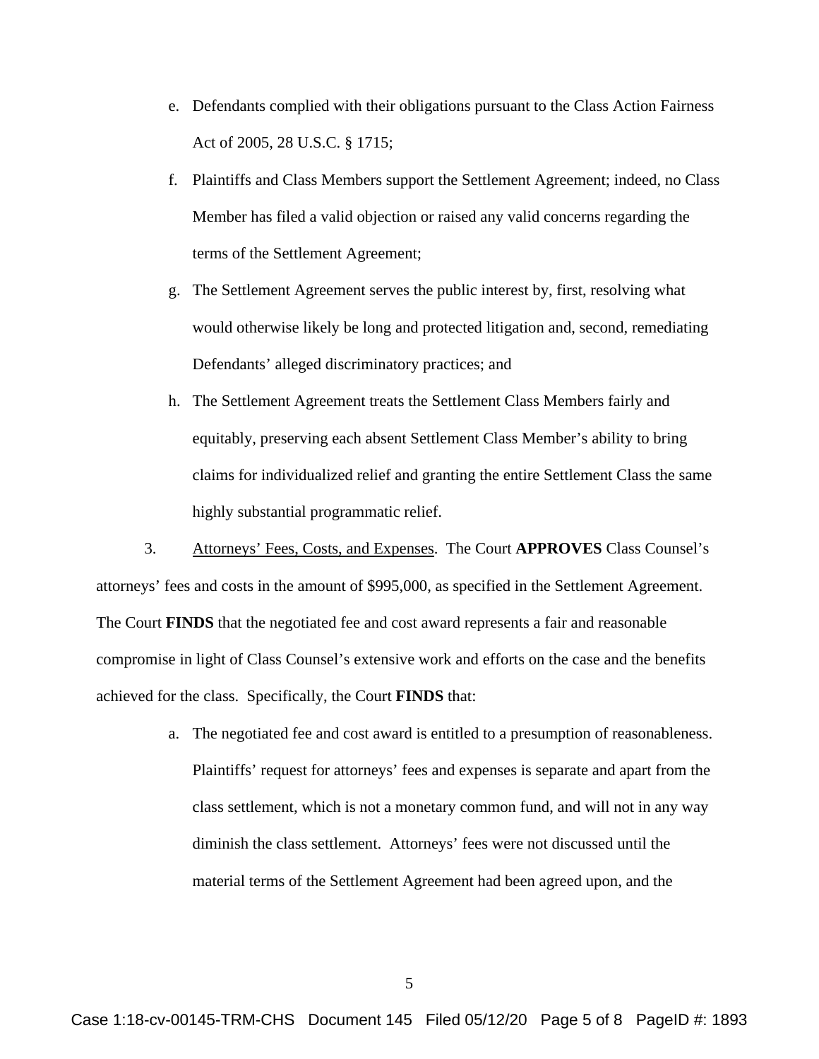e. Defendants complied with their obligations pursuant to the Class Action Fairness Act of 2005, 28 U.S.C. § 1715;

f. Plaintiffs and Class Members support the Settlement Agreement; indeed, no Class Member has filed a valid objection or raised any valid concerns regarding the terms of the Settlement Agreement;

g. The Settlement Agreement serves the public interest by, first, resolving what would otherwise likely be long and protected litigation and, second, remediating Defendants' alleged discriminatory practices; and

h. The Settlement Agreement treats the Settlement Class Members fairly and equitably, preserving each absent Settlement Class Member's ability to bring claims for individualized relief and granting the entire Settlement Class the same highly substantial programmatic relief.

3. Attorneys' Fees, Costs, and Expenses. The Court **APPROVES** Class Counsel's attorneys' fees and costs in the amount of $995,000, as specified in the Settlement Agreement. The Court **FINDS** that the negotiated fee and cost award represents a fair and reasonable compromise in light of Class Counsel's extensive work and efforts on the case and the benefits achieved for the class. Specifically, the Court **FINDS** that:

a. The negotiated fee and cost award is entitled to a presumption of reasonableness. Plaintiffs' request for attorneys' fees and expenses is separate and apart from the class settlement, which is not a monetary common fund, and will not in any way diminish the class settlement. Attorneys' fees were not discussed until the material terms of the Settlement Agreement had been agreed upon, and the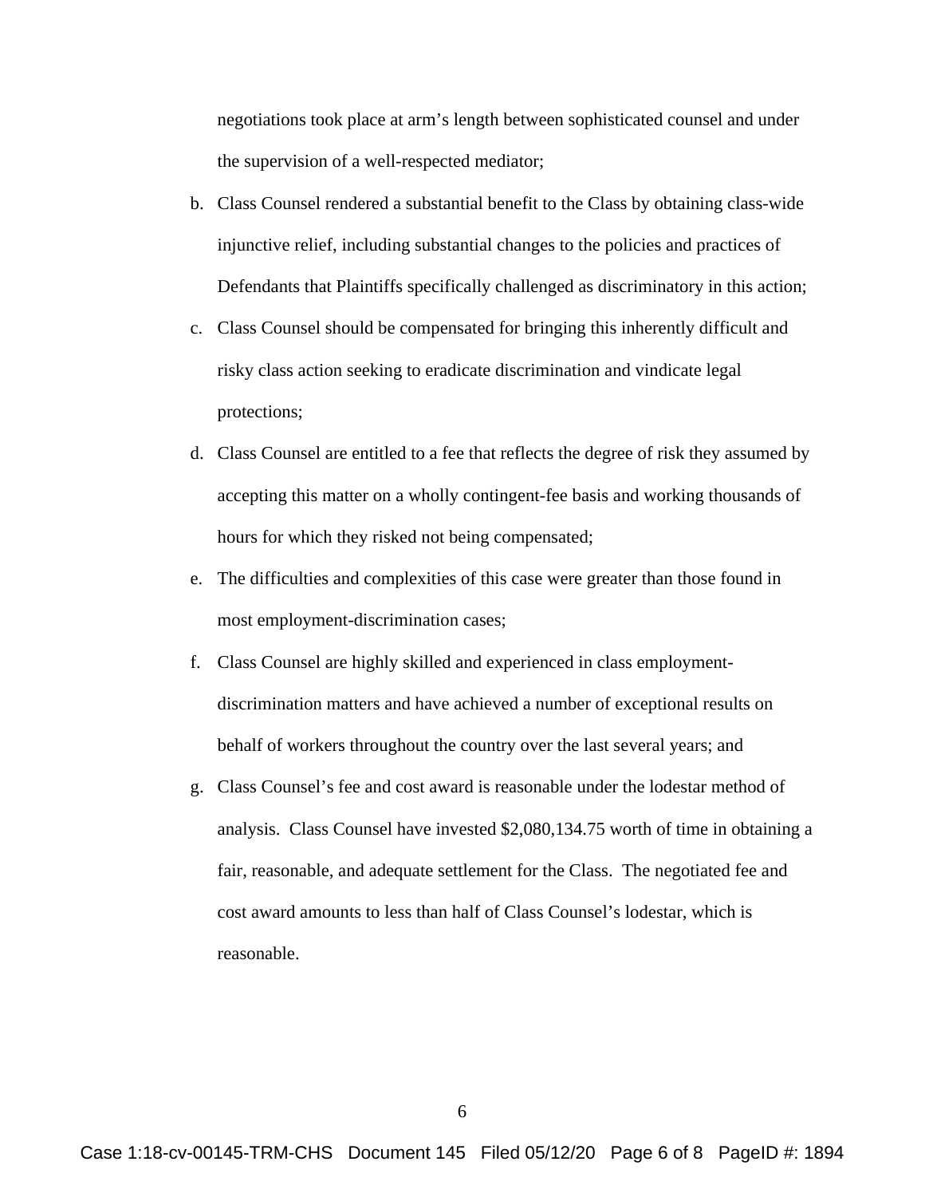negotiations took place at arm's length between sophisticated counsel and under the supervision of a well-respected mediator;

b. Class Counsel rendered a substantial benefit to the Class by obtaining class-wide injunctive relief, including substantial changes to the policies and practices of Defendants that Plaintiffs specifically challenged as discriminatory in this action;

c. Class Counsel should be compensated for bringing this inherently difficult and risky class action seeking to eradicate discrimination and vindicate legal protections;

d. Class Counsel are entitled to a fee that reflects the degree of risk they assumed by accepting this matter on a wholly contingent-fee basis and working thousands of hours for which they risked not being compensated;

e. The difficulties and complexities of this case were greater than those found in most employment-discrimination cases;

f. Class Counsel are highly skilled and experienced in class employment-discrimination matters and have achieved a number of exceptional results on behalf of workers throughout the country over the last several years; and

g. Class Counsel's fee and cost award is reasonable under the lodestar method of analysis. Class Counsel have invested $2,080,134.75 worth of time in obtaining a fair, reasonable, and adequate settlement for the Class. The negotiated fee and cost award amounts to less than half of Class Counsel's lodestar, which is reasonable.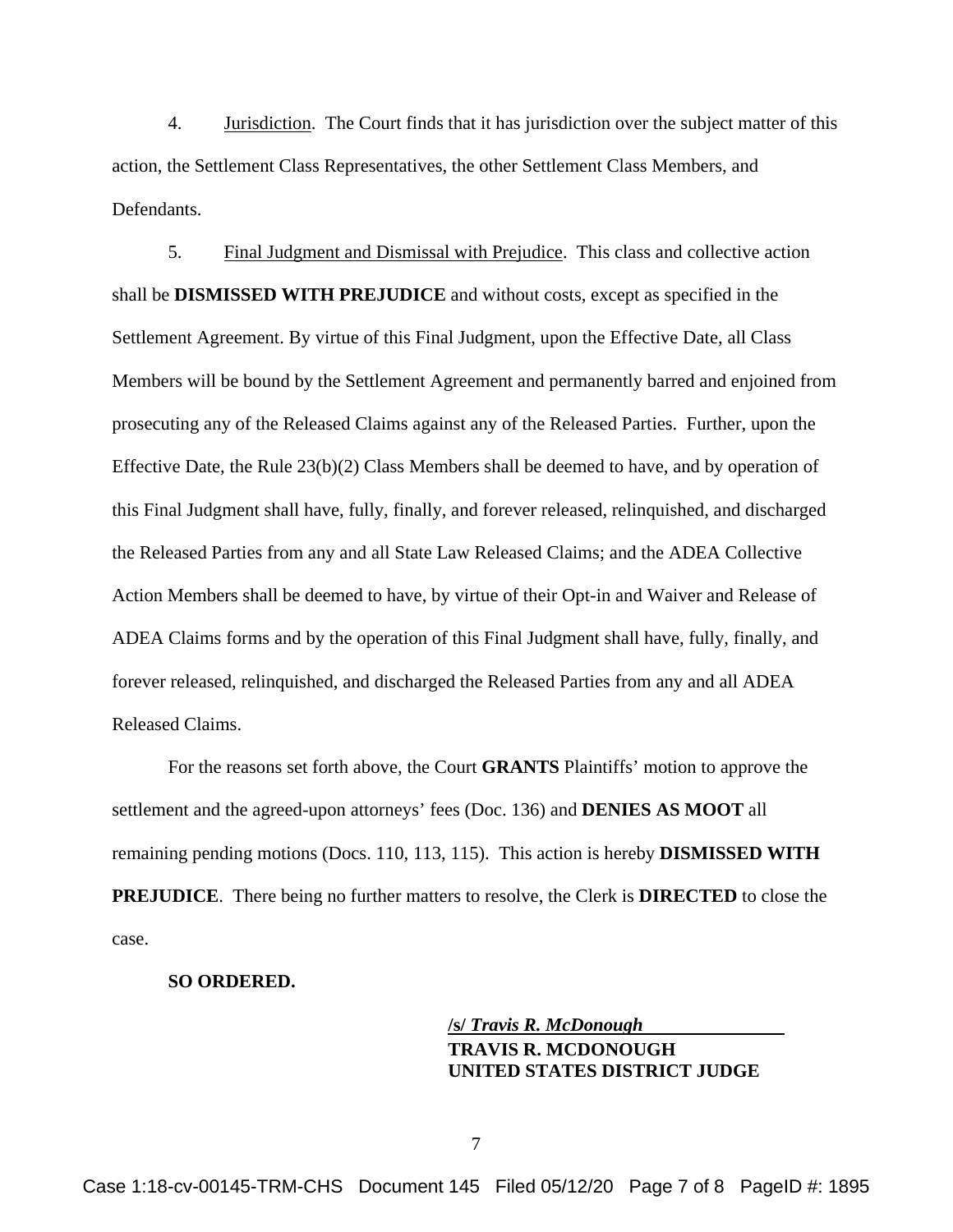4. Jurisdiction. The Court finds that it has jurisdiction over the subject matter of this action, the Settlement Class Representatives, the other Settlement Class Members, and Defendants.

5. Final Judgment and Dismissal with Prejudice. This class and collective action shall be **DISMISSED WITH PREJUDICE** and without costs, except as specified in the Settlement Agreement. By virtue of this Final Judgment, upon the Effective Date, all Class Members will be bound by the Settlement Agreement and permanently barred and enjoined from prosecuting any of the Released Claims against any of the Released Parties. Further, upon the Effective Date, the Rule 23(b)(2) Class Members shall be deemed to have, and by operation of this Final Judgment shall have, fully, finally, and forever released, relinquished, and discharged the Released Parties from any and all State Law Released Claims; and the ADEA Collective Action Members shall be deemed to have, by virtue of their Opt-in and Waiver and Release of ADEA Claims forms and by the operation of this Final Judgment shall have, fully, finally, and forever released, relinquished, and discharged the Released Parties from any and all ADEA Released Claims.

For the reasons set forth above, the Court **GRANTS** Plaintiffs' motion to approve the settlement and the agreed-upon attorneys' fees (Doc. 136) and **DENIES AS MOOT** all remaining pending motions (Docs. 110, 113, 115). This action is hereby **DISMISSED WITH PREJUDICE**. There being no further matters to resolve, the Clerk is **DIRECTED** to close the case.

**SO ORDERED.**

**/s/ *Travis R. McDonough***
**TRAVIS R. MCDONOUGH**
**UNITED STATES DISTRICT JUDGE**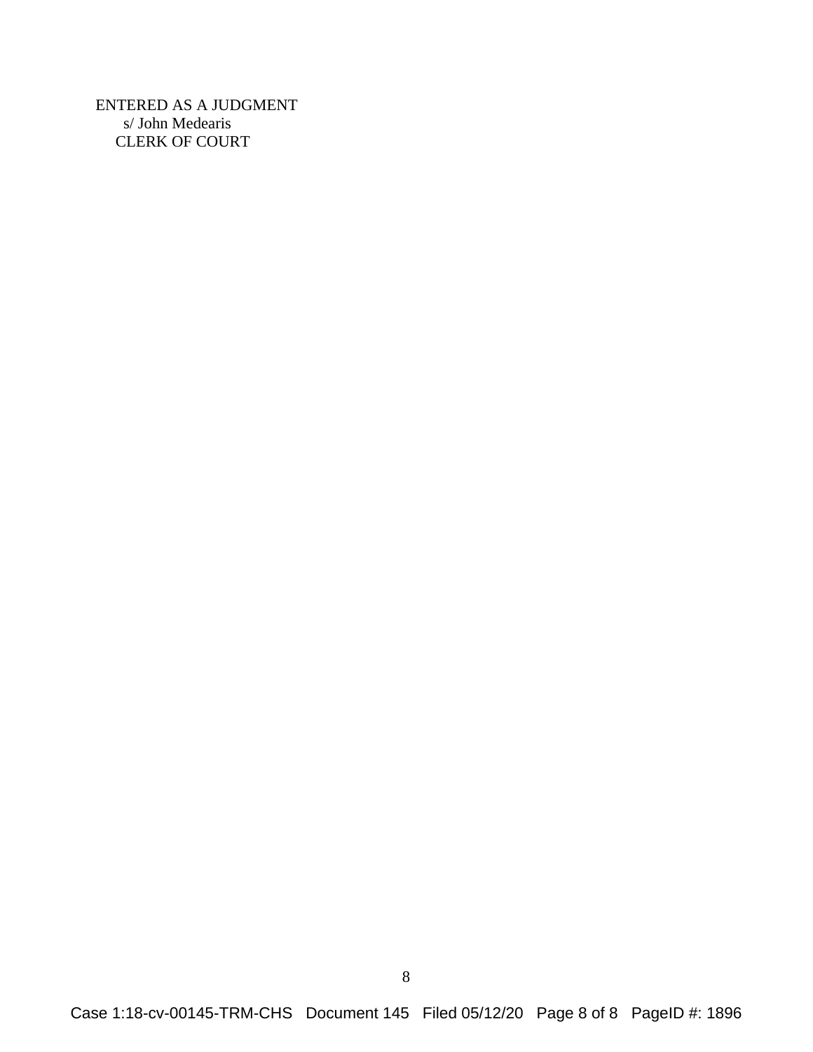ENTERED AS A JUDGMENT
s/ John Medearis
CLERK OF COURT